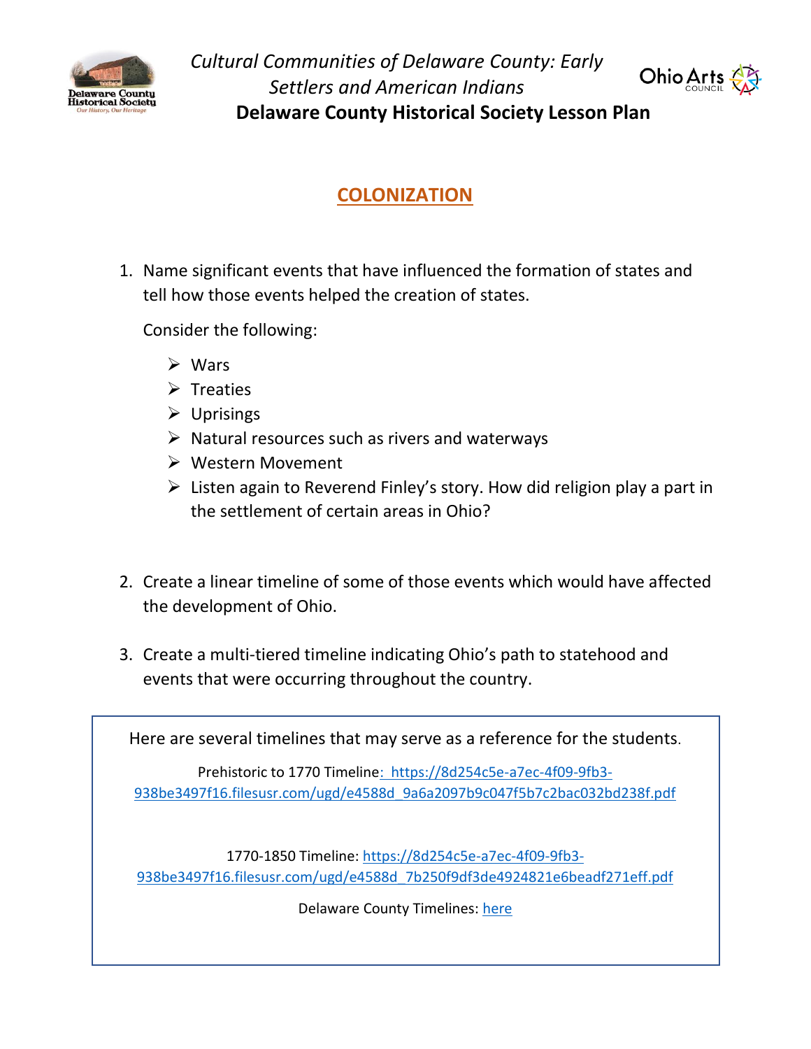*Cultural Communities of Delaware County: Early Settlers and American Indians*

**Delaware County Historical Society Lesson Plan**

## COLONIZATION

1. Name significant events that have influenced the formation of states and tell how those events helped the creation of states.

   Consider the following:

   - Wars
   - Treaties
   - Uprisings
   - Natural resources such as rivers and waterways
   - Western Movement
   - Listen again to Reverend Finley's story. How did religion play a part in the settlement of certain areas in Ohio?

2. Create a linear timeline of some of those events which would have affected the development of Ohio.

3. Create a multi-tiered timeline indicating Ohio's path to statehood and events that were occurring throughout the country.

Here are several timelines that may serve as a reference for the students.

Prehistoric to 1770 Timeline: https://8d254c5e-a7ec-4f09-9fb3-938be3497f16.filesusr.com/ugd/e4588d_9a6a2097b9c047f5b7c2bac032bd238f.pdf

1770-1850 Timeline: https://8d254c5e-a7ec-4f09-9fb3-938be3497f16.filesusr.com/ugd/e4588d_7b250f9df3de4924821e6beadf271eff.pdf

Delaware County Timelines: here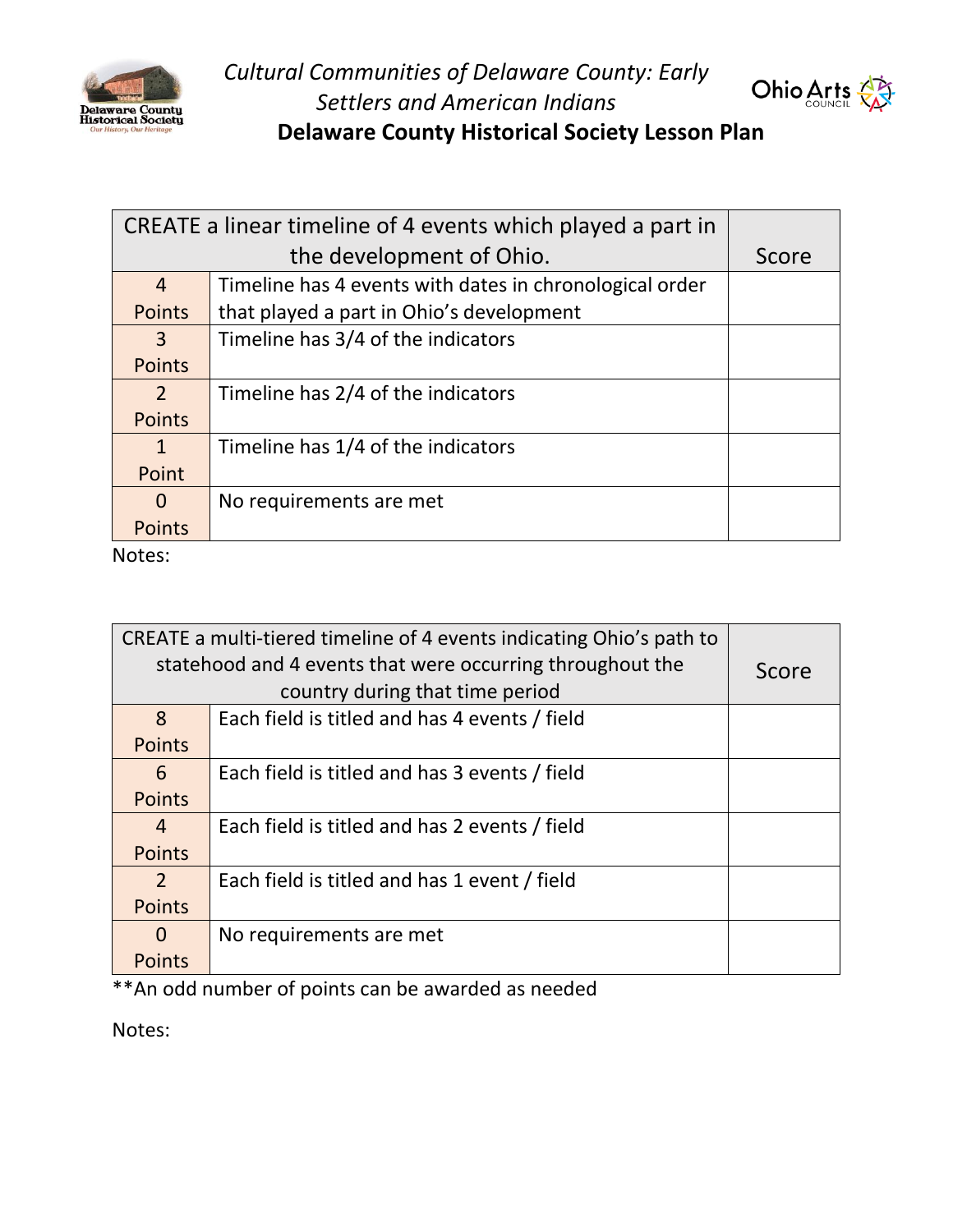| CREATE a linear timeline of 4 events which played a part in the development of Ohio. | | Score |
|---|---|---|
| 4 Points | Timeline has 4 events with dates in chronological order that played a part in Ohio's development | |
| 3 Points | Timeline has 3/4 of the indicators | |
| 2 Points | Timeline has 2/4 of the indicators | |
| 1 Point | Timeline has 1/4 of the indicators | |
| 0 Points | No requirements are met | |

Notes:

| CREATE a multi-tiered timeline of 4 events indicating Ohio's path to statehood and 4 events that were occurring throughout the country during that time period | | Score |
|---|---|---|
| 8 Points | Each field is titled and has 4 events / field | |
| 6 Points | Each field is titled and has 3 events / field | |
| 4 Points | Each field is titled and has 2 events / field | |
| 2 Points | Each field is titled and has 1 event / field | |
| 0 Points | No requirements are met | |

**An odd number of points can be awarded as needed

Notes: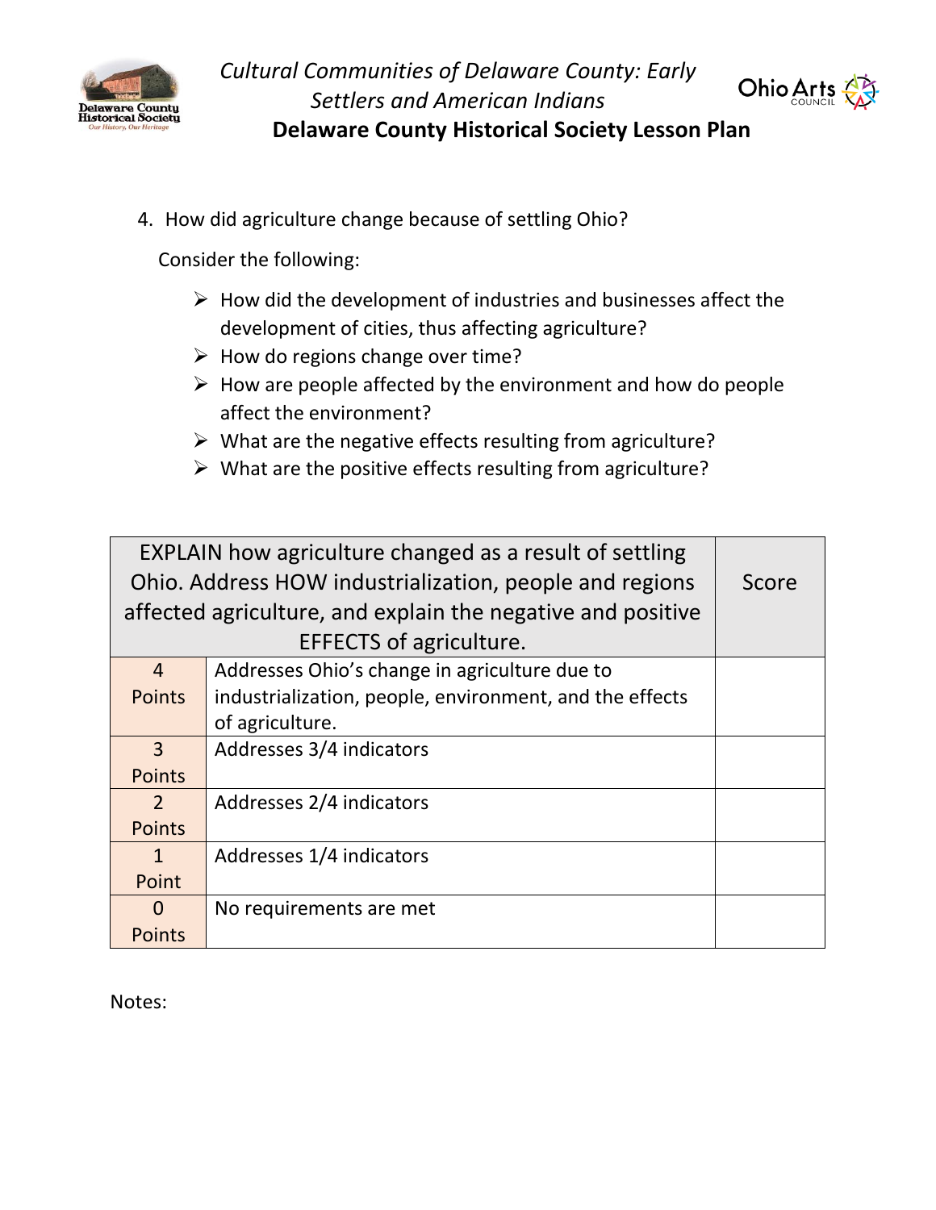4. How did agriculture change because of settling Ohio?

   Consider the following:

   - How did the development of industries and businesses affect the development of cities, thus affecting agriculture?
   - How do regions change over time?
   - How are people affected by the environment and how do people affect the environment?
   - What are the negative effects resulting from agriculture?
   - What are the positive effects resulting from agriculture?

| EXPLAIN how agriculture changed as a result of settling Ohio. Address HOW industrialization, people and regions affected agriculture, and explain the negative and positive EFFECTS of agriculture. | | Score |
|---|---|---|
| 4 Points | Addresses Ohio's change in agriculture due to industrialization, people, environment, and the effects of agriculture. | |
| 3 Points | Addresses 3/4 indicators | |
| 2 Points | Addresses 2/4 indicators | |
| 1 Point | Addresses 1/4 indicators | |
| 0 Points | No requirements are met | |

Notes: